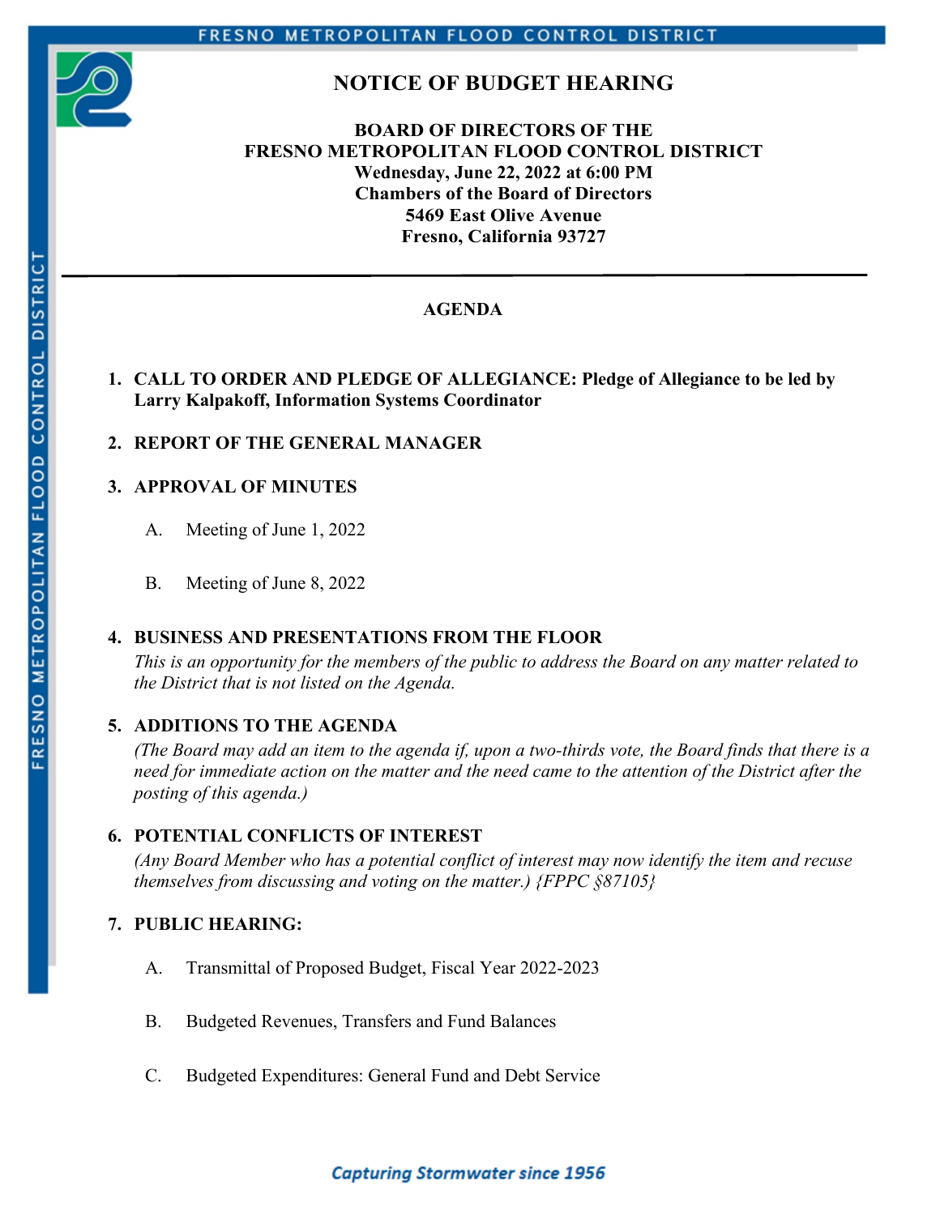# NOTICE OF BUDGET HEARING

**BOARD OF DIRECTORS OF THE**
**FRESNO METROPOLITAN FLOOD CONTROL DISTRICT**
**Wednesday, June 22, 2022 at 6:00 PM**
**Chambers of the Board of Directors**
**5469 East Olive Avenue**
**Fresno, California 93727**

---

## AGENDA

1. **CALL TO ORDER AND PLEDGE OF ALLEGIANCE: Pledge of Allegiance to be led by Larry Kalpakoff, Information Systems Coordinator**

2. **REPORT OF THE GENERAL MANAGER**

3. **APPROVAL OF MINUTES**

   A. Meeting of June 1, 2022

   B. Meeting of June 8, 2022

4. **BUSINESS AND PRESENTATIONS FROM THE FLOOR**
   *This is an opportunity for the members of the public to address the Board on any matter related to the District that is not listed on the Agenda.*

5. **ADDITIONS TO THE AGENDA**
   *(The Board may add an item to the agenda if, upon a two-thirds vote, the Board finds that there is a need for immediate action on the matter and the need came to the attention of the District after the posting of this agenda.)*

6. **POTENTIAL CONFLICTS OF INTEREST**
   *(Any Board Member who has a potential conflict of interest may now identify the item and recuse themselves from discussing and voting on the matter.) {FPPC §87105}*

7. **PUBLIC HEARING:**

   A. Transmittal of Proposed Budget, Fiscal Year 2022-2023

   B. Budgeted Revenues, Transfers and Fund Balances

   C. Budgeted Expenditures: General Fund and Debt Service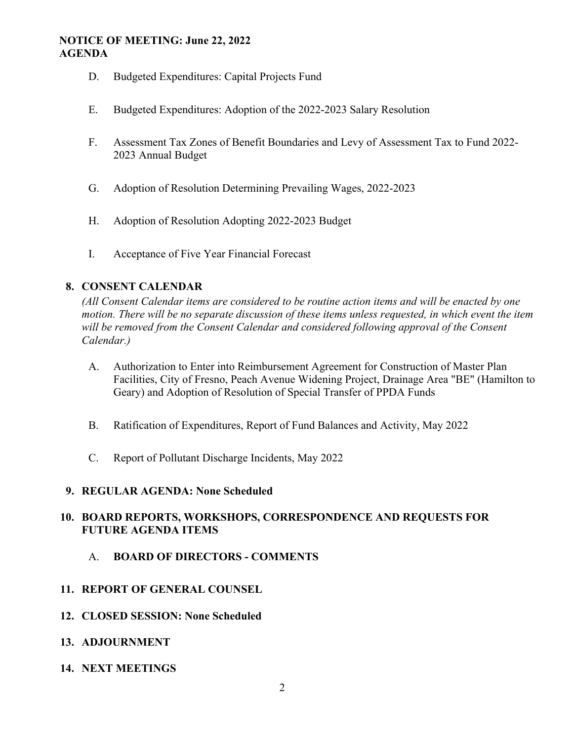D. Budgeted Expenditures: Capital Projects Fund

E. Budgeted Expenditures: Adoption of the 2022-2023 Salary Resolution

F. Assessment Tax Zones of Benefit Boundaries and Levy of Assessment Tax to Fund 2022-2023 Annual Budget

G. Adoption of Resolution Determining Prevailing Wages, 2022-2023

H. Adoption of Resolution Adopting 2022-2023 Budget

I. Acceptance of Five Year Financial Forecast

**8. CONSENT CALENDAR**

*(All Consent Calendar items are considered to be routine action items and will be enacted by one motion. There will be no separate discussion of these items unless requested, in which event the item will be removed from the Consent Calendar and considered following approval of the Consent Calendar.)*

A. Authorization to Enter into Reimbursement Agreement for Construction of Master Plan Facilities, City of Fresno, Peach Avenue Widening Project, Drainage Area "BE" (Hamilton to Geary) and Adoption of Resolution of Special Transfer of PPDA Funds

B. Ratification of Expenditures, Report of Fund Balances and Activity, May 2022

C. Report of Pollutant Discharge Incidents, May 2022

**9. REGULAR AGENDA: None Scheduled**

**10. BOARD REPORTS, WORKSHOPS, CORRESPONDENCE AND REQUESTS FOR FUTURE AGENDA ITEMS**

A. **BOARD OF DIRECTORS - COMMENTS**

**11. REPORT OF GENERAL COUNSEL**

**12. CLOSED SESSION: None Scheduled**

**13. ADJOURNMENT**

**14. NEXT MEETINGS**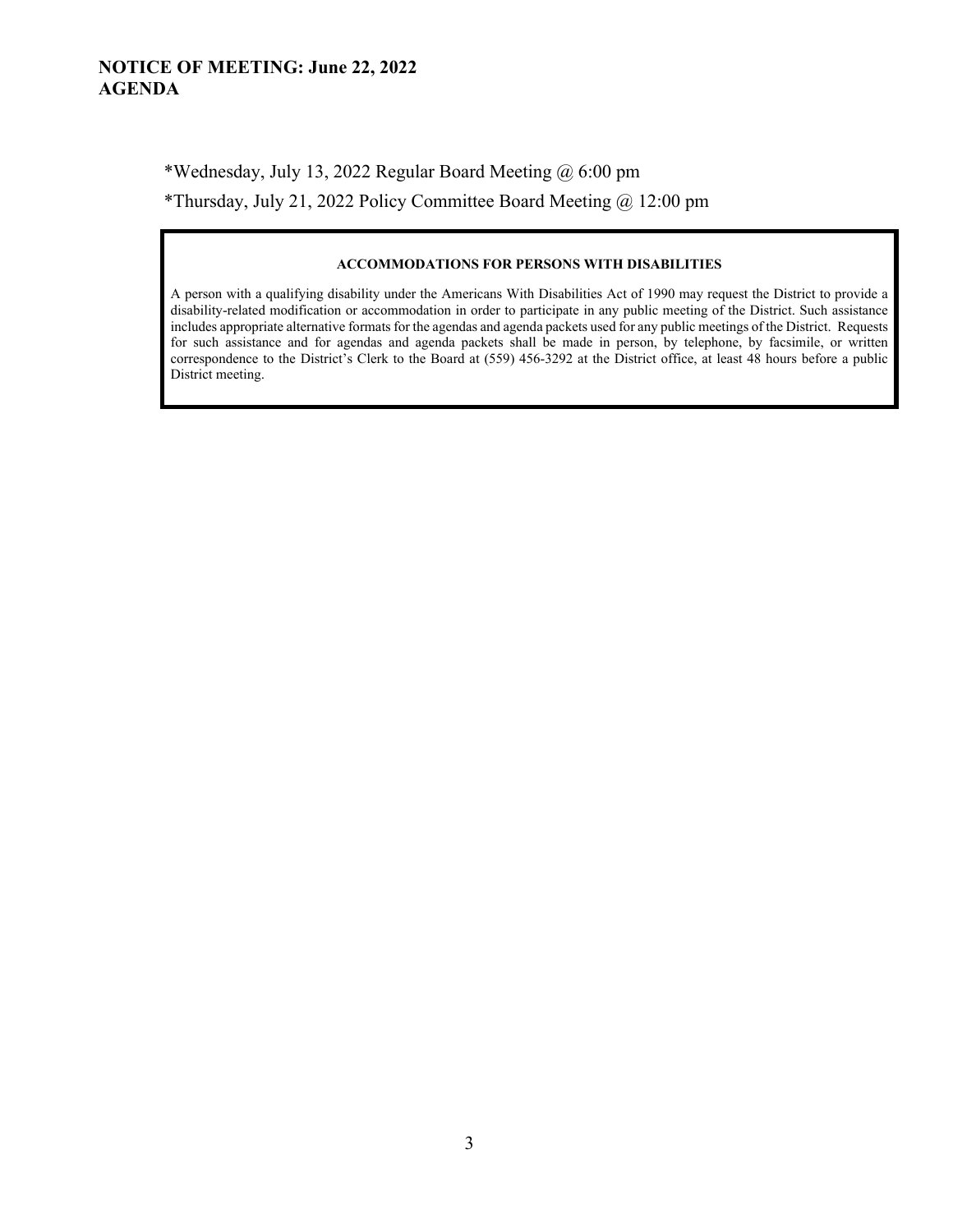*Wednesday, July 13, 2022 Regular Board Meeting @ 6:00 pm

*Thursday, July 21, 2022 Policy Committee Board Meeting @ 12:00 pm

**ACCOMMODATIONS FOR PERSONS WITH DISABILITIES**

A person with a qualifying disability under the Americans With Disabilities Act of 1990 may request the District to provide a disability-related modification or accommodation in order to participate in any public meeting of the District. Such assistance includes appropriate alternative formats for the agendas and agenda packets used for any public meetings of the District. Requests for such assistance and for agendas and agenda packets shall be made in person, by telephone, by facsimile, or written correspondence to the District's Clerk to the Board at (559) 456-3292 at the District office, at least 48 hours before a public District meeting.